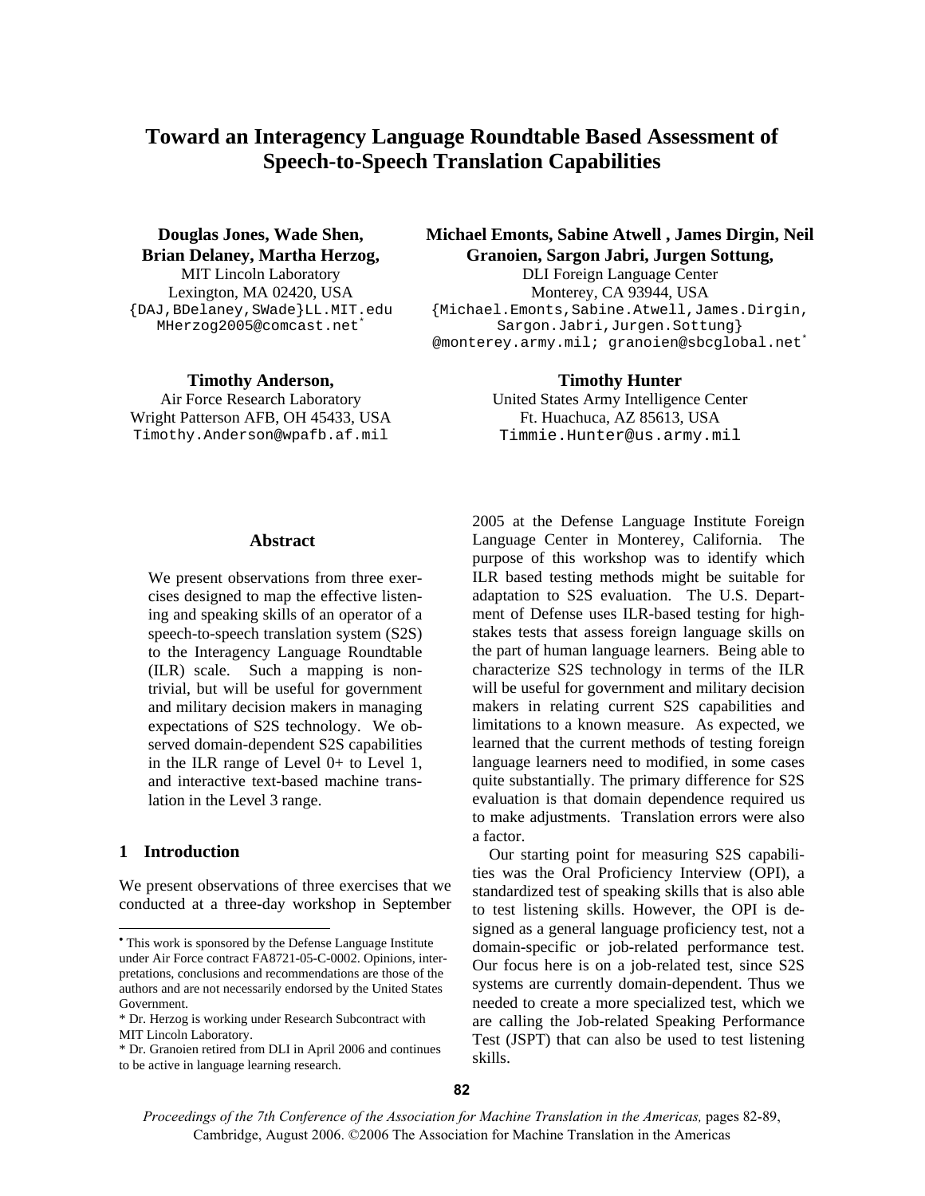# Toward an Interagency Language Roundtable Based Assessment of Speech-to-Speech Translation Capabilities

**Douglas Jones, Wade Shen, Brian Delaney, Martha Herzog,**
MIT Lincoln Laboratory
Lexington, MA 02420, USA
{DAJ,BDelaney,SWade}LL.MIT.edu
MHerzog2005@comcast.net*

**Michael Emonts, Sabine Atwell , James Dirgin, Neil Granoien, Sargon Jabri, Jurgen Sottung,**
DLI Foreign Language Center
Monterey, CA 93944, USA
{Michael.Emonts,Sabine.Atwell,James.Dirgin, Sargon.Jabri,Jurgen.Sottung} @monterey.army.mil; granoien@sbcglobal.net*

**Timothy Anderson,**
Air Force Research Laboratory
Wright Patterson AFB, OH 45433, USA
Timothy.Anderson@wpafb.af.mil

**Timothy Hunter**
United States Army Intelligence Center
Ft. Huachuca, AZ 85613, USA
Timmie.Hunter@us.army.mil

## Abstract

We present observations from three exercises designed to map the effective listening and speaking skills of an operator of a speech-to-speech translation system (S2S) to the Interagency Language Roundtable (ILR) scale. Such a mapping is non-trivial, but will be useful for government and military decision makers in managing expectations of S2S technology. We observed domain-dependent S2S capabilities in the ILR range of Level 0+ to Level 1, and interactive text-based machine translation in the Level 3 range.

## 1 Introduction

We present observations of three exercises that we conducted at a three-day workshop in September 2005 at the Defense Language Institute Foreign Language Center in Monterey, California. The purpose of this workshop was to identify which ILR based testing methods might be suitable for adaptation to S2S evaluation. The U.S. Department of Defense uses ILR-based testing for high-stakes tests that assess foreign language skills on the part of human language learners. Being able to characterize S2S technology in terms of the ILR will be useful for government and military decision makers in relating current S2S capabilities and limitations to a known measure. As expected, we learned that the current methods of testing foreign language learners need to modified, in some cases quite substantially. The primary difference for S2S evaluation is that domain dependence required us to make adjustments. Translation errors were also a factor.

Our starting point for measuring S2S capabilities was the Oral Proficiency Interview (OPI), a standardized test of speaking skills that is also able to test listening skills. However, the OPI is designed as a general language proficiency test, not a domain-specific or job-related performance test. Our focus here is on a job-related test, since S2S systems are currently domain-dependent. Thus we needed to create a more specialized test, which we are calling the Job-related Speaking Performance Test (JSPT) that can also be used to test listening skills.

---

• This work is sponsored by the Defense Language Institute under Air Force contract FA8721-05-C-0002. Opinions, interpretations, conclusions and recommendations are those of the authors and are not necessarily endorsed by the United States Government.

* Dr. Herzog is working under Research Subcontract with MIT Lincoln Laboratory.

* Dr. Granoien retired from DLI in April 2006 and continues to be active in language learning research.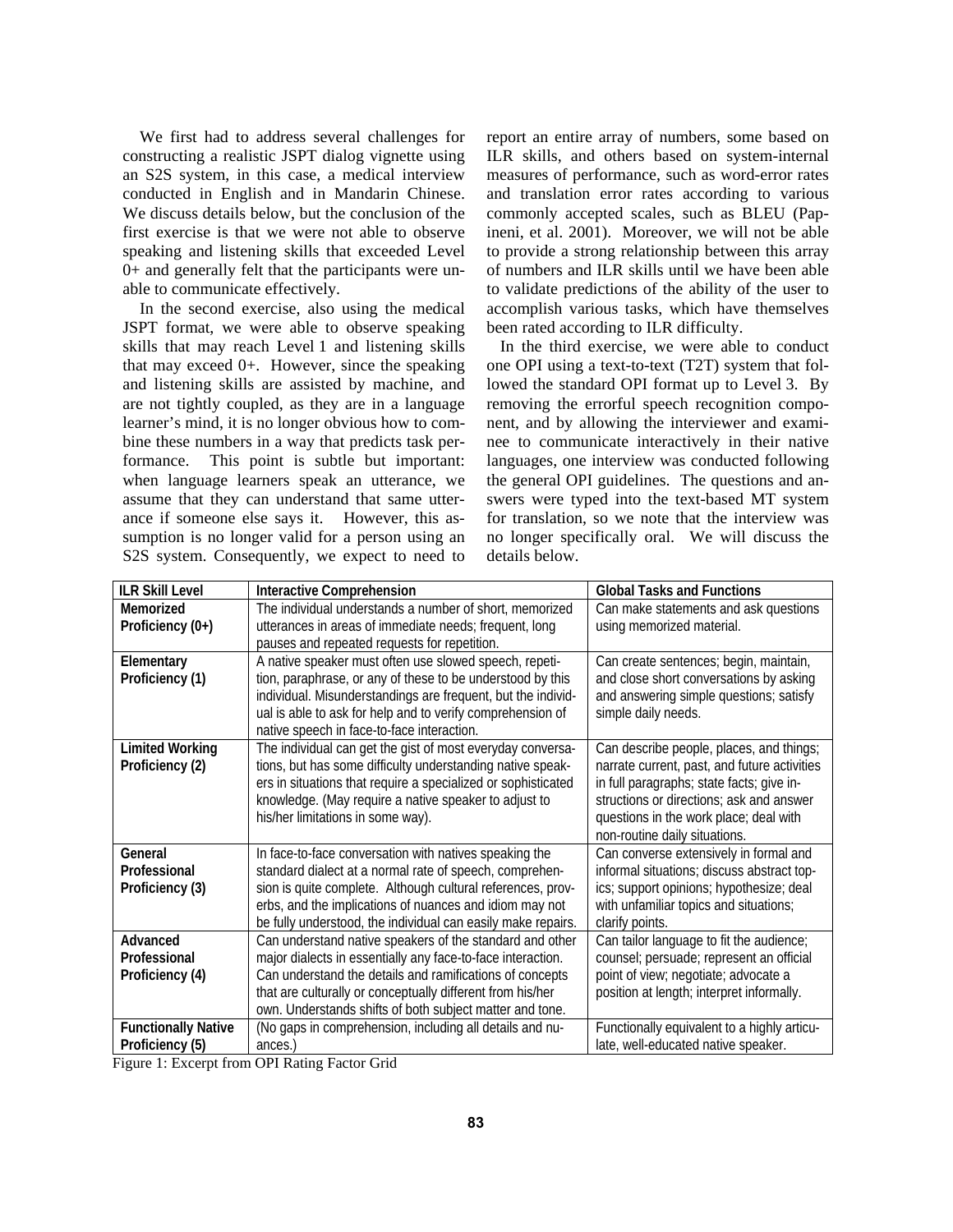We first had to address several challenges for constructing a realistic JSPT dialog vignette using an S2S system, in this case, a medical interview conducted in English and in Mandarin Chinese. We discuss details below, but the conclusion of the first exercise is that we were not able to observe speaking and listening skills that exceeded Level 0+ and generally felt that the participants were unable to communicate effectively.

In the second exercise, also using the medical JSPT format, we were able to observe speaking skills that may reach Level 1 and listening skills that may exceed 0+. However, since the speaking and listening skills are assisted by machine, and are not tightly coupled, as they are in a language learner's mind, it is no longer obvious how to combine these numbers in a way that predicts task performance. This point is subtle but important: when language learners speak an utterance, we assume that they can understand that same utterance if someone else says it. However, this assumption is no longer valid for a person using an S2S system. Consequently, we expect to need to report an entire array of numbers, some based on ILR skills, and others based on system-internal measures of performance, such as word-error rates and translation error rates according to various commonly accepted scales, such as BLEU (Papineni, et al. 2001). Moreover, we will not be able to provide a strong relationship between this array of numbers and ILR skills until we have been able to validate predictions of the ability of the user to accomplish various tasks, which have themselves been rated according to ILR difficulty.

In the third exercise, we were able to conduct one OPI using a text-to-text (T2T) system that followed the standard OPI format up to Level 3. By removing the errorful speech recognition component, and by allowing the interviewer and examinee to communicate interactively in their native languages, one interview was conducted following the general OPI guidelines. The questions and answers were typed into the text-based MT system for translation, so we note that the interview was no longer specifically oral. We will discuss the details below.

| ILR Skill Level | Interactive Comprehension | Global Tasks and Functions |
| --- | --- | --- |
| **Memorized Proficiency (0+)** | The individual understands a number of short, memorized utterances in areas of immediate needs; frequent, long pauses and repeated requests for repetition. | Can make statements and ask questions using memorized material. |
| **Elementary Proficiency (1)** | A native speaker must often use slowed speech, repetition, paraphrase, or any of these to be understood by this individual. Misunderstandings are frequent, but the individual is able to ask for help and to verify comprehension of native speech in face-to-face interaction. | Can create sentences; begin, maintain, and close short conversations by asking and answering simple questions; satisfy simple daily needs. |
| **Limited Working Proficiency (2)** | The individual can get the gist of most everyday conversations, but has some difficulty understanding native speakers in situations that require a specialized or sophisticated knowledge. (May require a native speaker to adjust to his/her limitations in some way). | Can describe people, places, and things; narrate current, past, and future activities in full paragraphs; state facts; give instructions or directions; ask and answer questions in the work place; deal with non-routine daily situations. |
| **General Professional Proficiency (3)** | In face-to-face conversation with natives speaking the standard dialect at a normal rate of speech, comprehension is quite complete. Although cultural references, proverbs, and the implications of nuances and idiom may not be fully understood, the individual can easily make repairs. | Can converse extensively in formal and informal situations; discuss abstract topics; support opinions; hypothesize; deal with unfamiliar topics and situations; clarify points. |
| **Advanced Professional Proficiency (4)** | Can understand native speakers of the standard and other major dialects in essentially any face-to-face interaction. Can understand the details and ramifications of concepts that are culturally or conceptually different from his/her own. Understands shifts of both subject matter and tone. | Can tailor language to fit the audience; counsel; persuade; represent an official point of view; negotiate; advocate a position at length; interpret informally. |
| **Functionally Native Proficiency (5)** | (No gaps in comprehension, including all details and nuances.) | Functionally equivalent to a highly articulate, well-educated native speaker. |

Figure 1: Excerpt from OPI Rating Factor Grid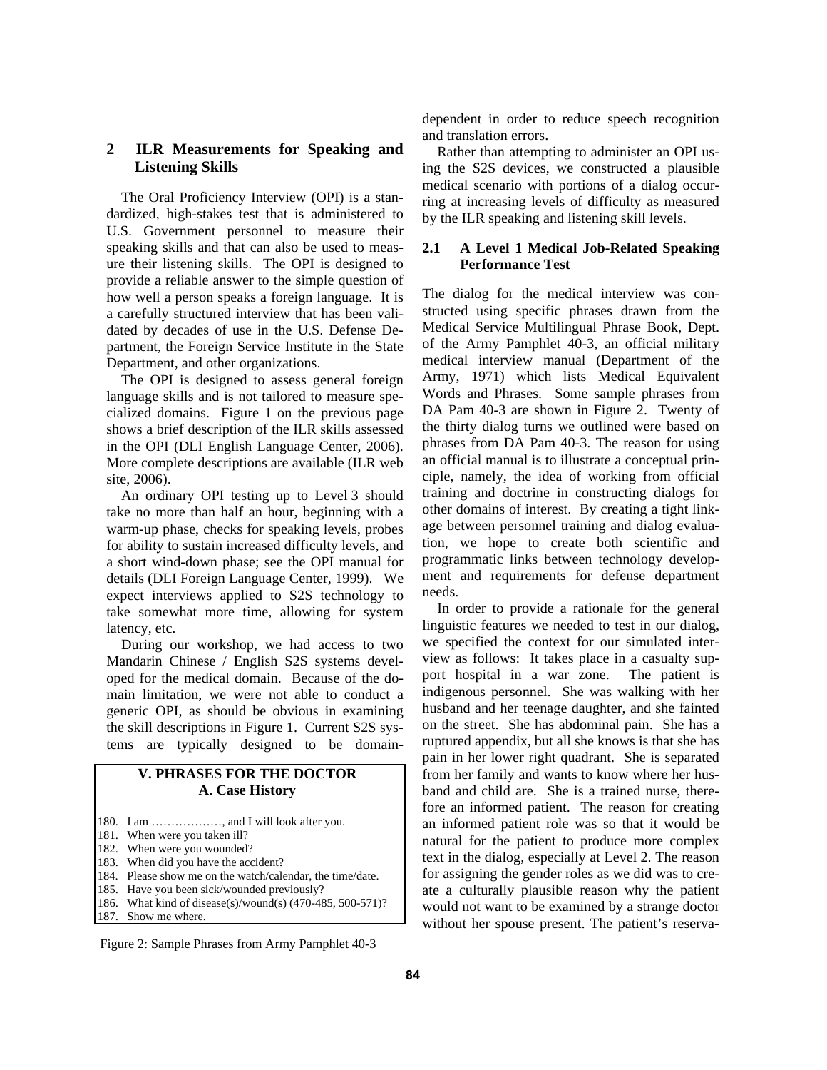## 2 ILR Measurements for Speaking and Listening Skills

The Oral Proficiency Interview (OPI) is a standardized, high-stakes test that is administered to U.S. Government personnel to measure their speaking skills and that can also be used to measure their listening skills. The OPI is designed to provide a reliable answer to the simple question of how well a person speaks a foreign language. It is a carefully structured interview that has been validated by decades of use in the U.S. Defense Department, the Foreign Service Institute in the State Department, and other organizations.

The OPI is designed to assess general foreign language skills and is not tailored to measure specialized domains. Figure 1 on the previous page shows a brief description of the ILR skills assessed in the OPI (DLI English Language Center, 2006). More complete descriptions are available (ILR web site, 2006).

An ordinary OPI testing up to Level 3 should take no more than half an hour, beginning with a warm-up phase, checks for speaking levels, probes for ability to sustain increased difficulty levels, and a short wind-down phase; see the OPI manual for details (DLI Foreign Language Center, 1999). We expect interviews applied to S2S technology to take somewhat more time, allowing for system latency, etc.

During our workshop, we had access to two Mandarin Chinese / English S2S systems developed for the medical domain. Because of the domain limitation, we were not able to conduct a generic OPI, as should be obvious in examining the skill descriptions in Figure 1. Current S2S systems are typically designed to be domain-dependent in order to reduce speech recognition and translation errors.

Rather than attempting to administer an OPI using the S2S devices, we constructed a plausible medical scenario with portions of a dialog occurring at increasing levels of difficulty as measured by the ILR speaking and listening skill levels.

**V. PHRASES FOR THE DOCTOR**
**A. Case History**

180. I am ………………, and I will look after you.
181. When were you taken ill?
182. When were you wounded?
183. When did you have the accident?
184. Please show me on the watch/calendar, the time/date.
185. Have you been sick/wounded previously?
186. What kind of disease(s)/wound(s) (470-485, 500-571)?
187. Show me where.

Figure 2: Sample Phrases from Army Pamphlet 40-3

### 2.1 A Level 1 Medical Job-Related Speaking Performance Test

The dialog for the medical interview was constructed using specific phrases drawn from the Medical Service Multilingual Phrase Book, Dept. of the Army Pamphlet 40-3, an official military medical interview manual (Department of the Army, 1971) which lists Medical Equivalent Words and Phrases. Some sample phrases from DA Pam 40-3 are shown in Figure 2. Twenty of the thirty dialog turns we outlined were based on phrases from DA Pam 40-3. The reason for using an official manual is to illustrate a conceptual principle, namely, the idea of working from official training and doctrine in constructing dialogs for other domains of interest. By creating a tight linkage between personnel training and dialog evaluation, we hope to create both scientific and programmatic links between technology development and requirements for defense department needs.

In order to provide a rationale for the general linguistic features we needed to test in our dialog, we specified the context for our simulated interview as follows: It takes place in a casualty support hospital in a war zone. The patient is indigenous personnel. She was walking with her husband and her teenage daughter, and she fainted on the street. She has abdominal pain. She has a ruptured appendix, but all she knows is that she has pain in her lower right quadrant. She is separated from her family and wants to know where her husband and child are. She is a trained nurse, therefore an informed patient. The reason for creating an informed patient role was so that it would be natural for the patient to produce more complex text in the dialog, especially at Level 2. The reason for assigning the gender roles as we did was to create a culturally plausible reason why the patient would not want to be examined by a strange doctor without her spouse present. The patient's reserva-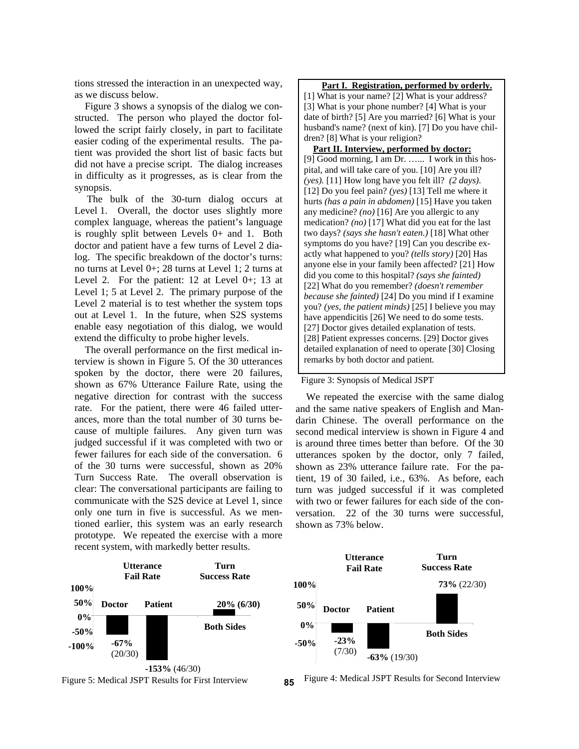tions stressed the interaction in an unexpected way, as we discuss below.

Figure 3 shows a synopsis of the dialog we constructed. The person who played the doctor followed the script fairly closely, in part to facilitate easier coding of the experimental results. The patient was provided the short list of basic facts but did not have a precise script. The dialog increases in difficulty as it progresses, as is clear from the synopsis.

The bulk of the 30-turn dialog occurs at Level 1. Overall, the doctor uses slightly more complex language, whereas the patient's language is roughly split between Levels 0+ and 1. Both doctor and patient have a few turns of Level 2 dialog. The specific breakdown of the doctor's turns: no turns at Level 0+; 28 turns at Level 1; 2 turns at Level 2. For the patient: 12 at Level 0+; 13 at Level 1; 5 at Level 2. The primary purpose of the Level 2 material is to test whether the system tops out at Level 1. In the future, when S2S systems enable easy negotiation of this dialog, we would extend the difficulty to probe higher levels.

The overall performance on the first medical interview is shown in Figure 5. Of the 30 utterances spoken by the doctor, there were 20 failures, shown as 67% Utterance Failure Rate, using the negative direction for contrast with the success rate. For the patient, there were 46 failed utterances, more than the total number of 30 turns because of multiple failures. Any given turn was judged successful if it was completed with two or fewer failures for each side of the conversation. 6 of the 30 turns were successful, shown as 20% Turn Success Rate. The overall observation is clear: The conversational participants are failing to communicate with the S2S device at Level 1, since only one turn in five is successful. As we mentioned earlier, this system was an early research prototype. We repeated the exercise with a more recent system, with markedly better results.

**Part I. Registration, performed by orderly.**
[1] What is your name? [2] What is your address? [3] What is your phone number? [4] What is your date of birth? [5] Are you married? [6] What is your husband's name? (next of kin). [7] Do you have children? [8] What is your religion?

**Part II. Interview, performed by doctor:**
[9] Good morning, I am Dr. …... I work in this hospital, and will take care of you. [10] Are you ill? *(yes).* [11] How long have you felt ill? *(2 days).* [12] Do you feel pain? *(yes)* [13] Tell me where it hurts *(has a pain in abdomen)* [15] Have you taken any medicine? *(no)* [16] Are you allergic to any medication? *(no)* [17] What did you eat for the last two days? *(says she hasn't eaten.)* [18] What other symptoms do you have? [19] Can you describe exactly what happened to you? *(tells story)* [20] Has anyone else in your family been affected? [21] How did you come to this hospital? *(says she fainted)* [22] What do you remember? *(doesn't remember because she fainted)* [24] Do you mind if I examine you? *(yes, the patient minds)* [25] I believe you may have appendicitis [26] We need to do some tests. [27] Doctor gives detailed explanation of tests. [28] Patient expresses concerns. [29] Doctor gives detailed explanation of need to operate [30] Closing remarks by both doctor and patient*.*

Figure 3: Synopsis of Medical JSPT

We repeated the exercise with the same dialog and the same native speakers of English and Mandarin Chinese. The overall performance on the second medical interview is shown in Figure 4 and is around three times better than before. Of the 30 utterances spoken by the doctor, only 7 failed, shown as 23% utterance failure rate. For the patient, 19 of 30 failed, i.e., 63%. As before, each turn was judged successful if it was completed with two or fewer failures for each side of the conversation. 22 of the 30 turns were successful, shown as 73% below.

| | Utterance Fail Rate | | Turn Success Rate |
|---|---|---|---|
| | Doctor | Patient | Both Sides |
| Value | -67% (20/30) | -153% (46/30) | 20% (6/30) |

Figure 5: Medical JSPT Results for First Interview

| | Utterance Fail Rate | | Turn Success Rate |
|---|---|---|---|
| | Doctor | Patient | Both Sides |
| Value | -23% (7/30) | -63% (19/30) | 73% (22/30) |

Figure 4: Medical JSPT Results for Second Interview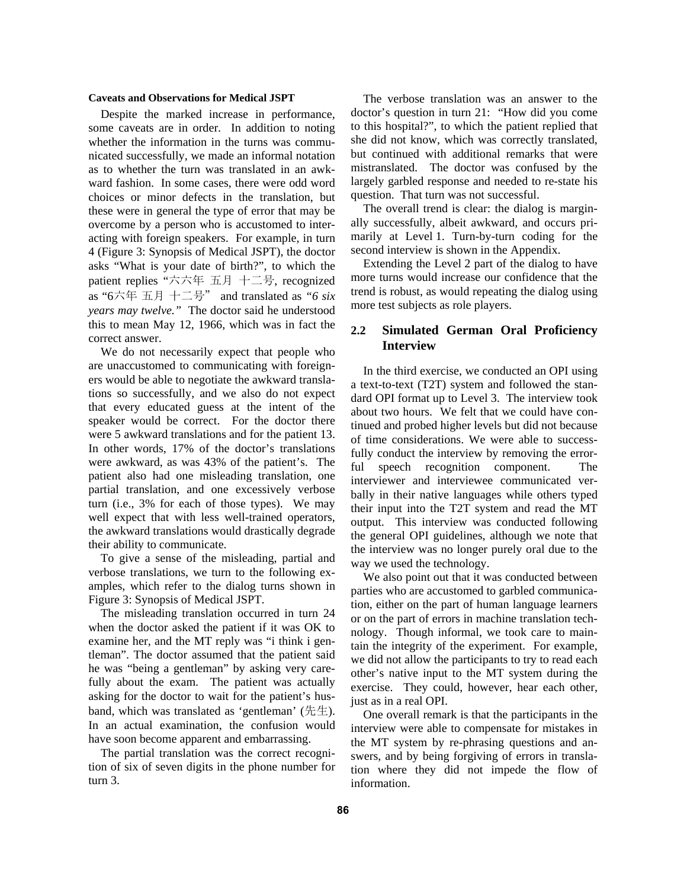**Caveats and Observations for Medical JSPT**

Despite the marked increase in performance, some caveats are in order. In addition to noting whether the information in the turns was communicated successfully, we made an informal notation as to whether the turn was translated in an awkward fashion. In some cases, there were odd word choices or minor defects in the translation, but these were in general the type of error that may be overcome by a person who is accustomed to interacting with foreign speakers. For example, in turn 4 (Figure 3: Synopsis of Medical JSPT), the doctor asks "What is your date of birth?", to which the patient replies "六六年 五月 十二号, recognized as "6六年 五月 十二号" and translated as *"6 six years may twelve."* The doctor said he understood this to mean May 12, 1966, which was in fact the correct answer.

We do not necessarily expect that people who are unaccustomed to communicating with foreigners would be able to negotiate the awkward translations so successfully, and we also do not expect that every educated guess at the intent of the speaker would be correct. For the doctor there were 5 awkward translations and for the patient 13. In other words, 17% of the doctor's translations were awkward, as was 43% of the patient's. The patient also had one misleading translation, one partial translation, and one excessively verbose turn (i.e., 3% for each of those types). We may well expect that with less well-trained operators, the awkward translations would drastically degrade their ability to communicate.

To give a sense of the misleading, partial and verbose translations, we turn to the following examples, which refer to the dialog turns shown in Figure 3: Synopsis of Medical JSPT.

The misleading translation occurred in turn 24 when the doctor asked the patient if it was OK to examine her, and the MT reply was "i think i gentleman". The doctor assumed that the patient said he was "being a gentleman" by asking very carefully about the exam. The patient was actually asking for the doctor to wait for the patient's husband, which was translated as 'gentleman' (先生). In an actual examination, the confusion would have soon become apparent and embarrassing.

The partial translation was the correct recognition of six of seven digits in the phone number for turn 3.

The verbose translation was an answer to the doctor's question in turn 21: "How did you come to this hospital?", to which the patient replied that she did not know, which was correctly translated, but continued with additional remarks that were mistranslated. The doctor was confused by the largely garbled response and needed to re-state his question. That turn was not successful.

The overall trend is clear: the dialog is marginally successfully, albeit awkward, and occurs primarily at Level 1. Turn-by-turn coding for the second interview is shown in the Appendix.

Extending the Level 2 part of the dialog to have more turns would increase our confidence that the trend is robust, as would repeating the dialog using more test subjects as role players.

## 2.2 Simulated German Oral Proficiency Interview

In the third exercise, we conducted an OPI using a text-to-text (T2T) system and followed the standard OPI format up to Level 3. The interview took about two hours. We felt that we could have continued and probed higher levels but did not because of time considerations. We were able to successfully conduct the interview by removing the errorful speech recognition component. The interviewer and interviewee communicated verbally in their native languages while others typed their input into the T2T system and read the MT output. This interview was conducted following the general OPI guidelines, although we note that the interview was no longer purely oral due to the way we used the technology.

We also point out that it was conducted between parties who are accustomed to garbled communication, either on the part of human language learners or on the part of errors in machine translation technology. Though informal, we took care to maintain the integrity of the experiment. For example, we did not allow the participants to try to read each other's native input to the MT system during the exercise. They could, however, hear each other, just as in a real OPI.

One overall remark is that the participants in the interview were able to compensate for mistakes in the MT system by re-phrasing questions and answers, and by being forgiving of errors in translation where they did not impede the flow of information.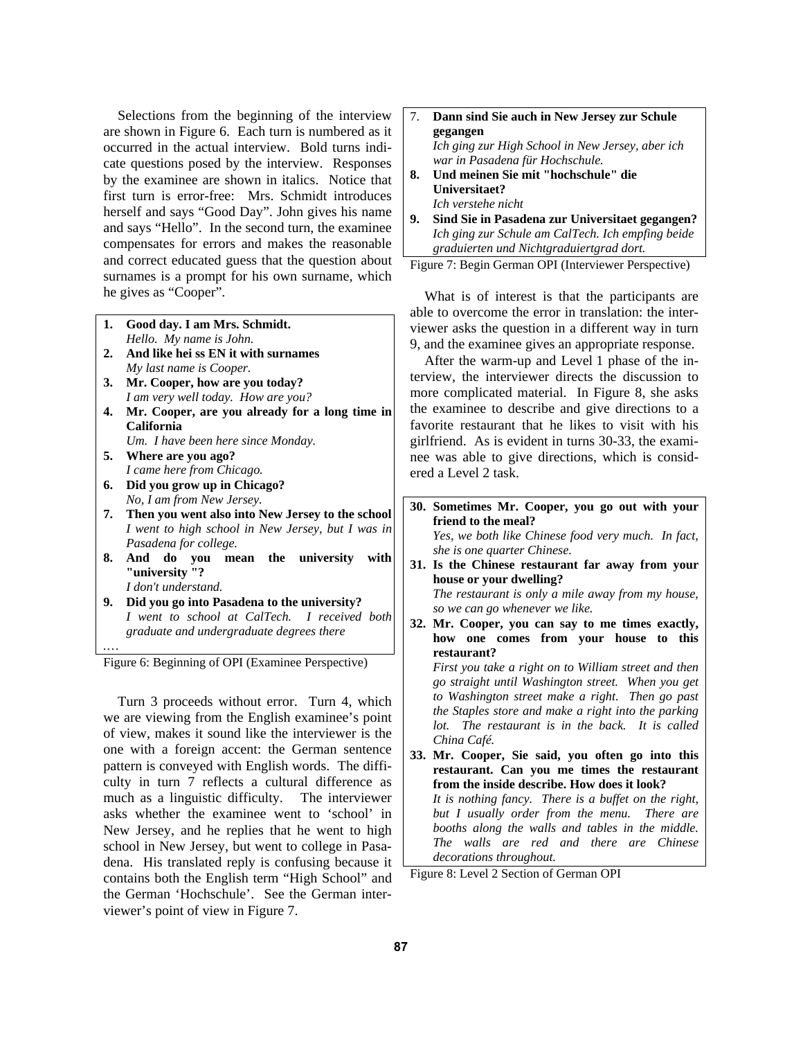Selections from the beginning of the interview are shown in Figure 6. Each turn is numbered as it occurred in the actual interview. Bold turns indicate questions posed by the interview. Responses by the examinee are shown in italics. Notice that first turn is error-free: Mrs. Schmidt introduces herself and says "Good Day". John gives his name and says "Hello". In the second turn, the examinee compensates for errors and makes the reasonable and correct educated guess that the question about surnames is a prompt for his own surname, which he gives as "Cooper".

1. **Good day. I am Mrs. Schmidt.**
   *Hello. My name is John.*
2. **And like hei ss EN it with surnames**
   *My last name is Cooper.*
3. **Mr. Cooper, how are you today?**
   *I am very well today. How are you?*
4. **Mr. Cooper, are you already for a long time in California**
   *Um. I have been here since Monday.*
5. **Where are you ago?**
   *I came here from Chicago.*
6. **Did you grow up in Chicago?**
   *No, I am from New Jersey.*
7. **Then you went also into New Jersey to the school**
   *I went to high school in New Jersey, but I was in Pasadena for college.*
8. **And do you mean the university with "university "?**
   *I don't understand.*
9. **Did you go into Pasadena to the university?**
   *I went to school at CalTech. I received both graduate and undergraduate degrees there*

….

Figure 6: Beginning of OPI (Examinee Perspective)

Turn 3 proceeds without error. Turn 4, which we are viewing from the English examinee's point of view, makes it sound like the interviewer is the one with a foreign accent: the German sentence pattern is conveyed with English words. The difficulty in turn 7 reflects a cultural difference as much as a linguistic difficulty. The interviewer asks whether the examinee went to 'school' in New Jersey, and he replies that he went to high school in New Jersey, but went to college in Pasadena. His translated reply is confusing because it contains both the English term "High School" and the German 'Hochschule'. See the German interviewer's point of view in Figure 7.

7. **Dann sind Sie auch in New Jersey zur Schule gegangen**
   *Ich ging zur High School in New Jersey, aber ich war in Pasadena für Hochschule.*
8. **Und meinen Sie mit "hochschule" die Universitaet?**
   *Ich verstehe nicht*
9. **Sind Sie in Pasadena zur Universitaet gegangen?**
   *Ich ging zur Schule am CalTech. Ich empfing beide graduierten und Nichtgraduiertgrad dort.*

Figure 7: Begin German OPI (Interviewer Perspective)

What is of interest is that the participants are able to overcome the error in translation: the interviewer asks the question in a different way in turn 9, and the examinee gives an appropriate response.

After the warm-up and Level 1 phase of the interview, the interviewer directs the discussion to more complicated material. In Figure 8, she asks the examinee to describe and give directions to a favorite restaurant that he likes to visit with his girlfriend. As is evident in turns 30-33, the examinee was able to give directions, which is considered a Level 2 task.

30. **Sometimes Mr. Cooper, you go out with your friend to the meal?**
    *Yes, we both like Chinese food very much. In fact, she is one quarter Chinese.*
31. **Is the Chinese restaurant far away from your house or your dwelling?**
    *The restaurant is only a mile away from my house, so we can go whenever we like.*
32. **Mr. Cooper, you can say to me times exactly, how one comes from your house to this restaurant?**
    *First you take a right on to William street and then go straight until Washington street. When you get to Washington street make a right. Then go past the Staples store and make a right into the parking lot. The restaurant is in the back. It is called China Café.*
33. **Mr. Cooper, Sie said, you often go into this restaurant. Can you me times the restaurant from the inside describe. How does it look?**
    *It is nothing fancy. There is a buffet on the right, but I usually order from the menu. There are booths along the walls and tables in the middle. The walls are red and there are Chinese decorations throughout.*

Figure 8: Level 2 Section of German OPI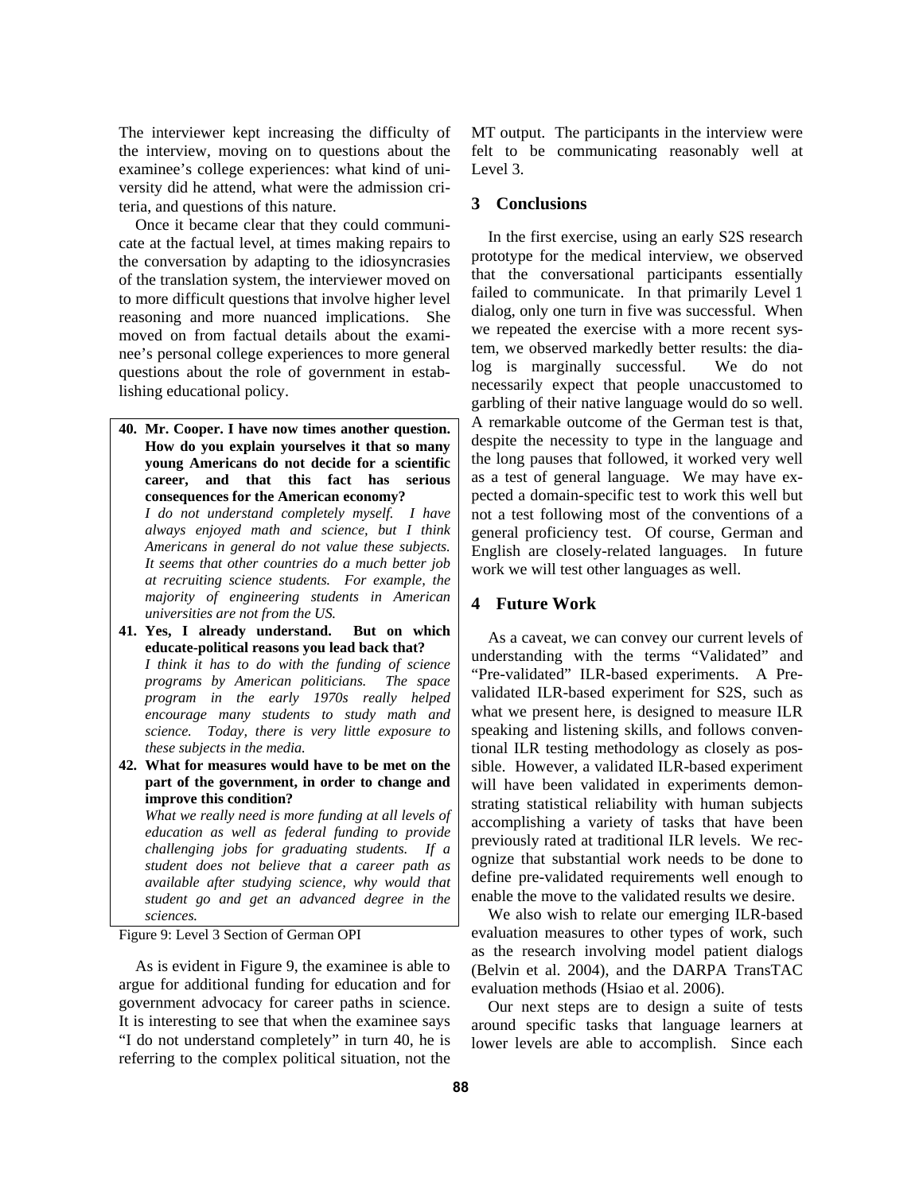The interviewer kept increasing the difficulty of the interview, moving on to questions about the examinee's college experiences: what kind of university did he attend, what were the admission criteria, and questions of this nature.

Once it became clear that they could communicate at the factual level, at times making repairs to the conversation by adapting to the idiosyncrasies of the translation system, the interviewer moved on to more difficult questions that involve higher level reasoning and more nuanced implications. She moved on from factual details about the examinee's personal college experiences to more general questions about the role of government in establishing educational policy.

> **40. Mr. Cooper. I have now times another question. How do you explain yourselves it that so many young Americans do not decide for a scientific career, and that this fact has serious consequences for the American economy?**
> *I do not understand completely myself. I have always enjoyed math and science, but I think Americans in general do not value these subjects. It seems that other countries do a much better job at recruiting science students. For example, the majority of engineering students in American universities are not from the US.*
>
> **41. Yes, I already understand. But on which educate-political reasons you lead back that?**
> *I think it has to do with the funding of science programs by American politicians. The space program in the early 1970s really helped encourage many students to study math and science. Today, there is very little exposure to these subjects in the media.*
>
> **42. What for measures would have to be met on the part of the government, in order to change and improve this condition?**
> *What we really need is more funding at all levels of education as well as federal funding to provide challenging jobs for graduating students. If a student does not believe that a career path as available after studying science, why would that student go and get an advanced degree in the sciences.*

Figure 9: Level 3 Section of German OPI

As is evident in Figure 9, the examinee is able to argue for additional funding for education and for government advocacy for career paths in science. It is interesting to see that when the examinee says "I do not understand completely" in turn 40, he is referring to the complex political situation, not the MT output. The participants in the interview were felt to be communicating reasonably well at Level 3.

## 3 Conclusions

In the first exercise, using an early S2S research prototype for the medical interview, we observed that the conversational participants essentially failed to communicate. In that primarily Level 1 dialog, only one turn in five was successful. When we repeated the exercise with a more recent system, we observed markedly better results: the dialog is marginally successful. We do not necessarily expect that people unaccustomed to garbling of their native language would do so well. A remarkable outcome of the German test is that, despite the necessity to type in the language and the long pauses that followed, it worked very well as a test of general language. We may have expected a domain-specific test to work this well but not a test following most of the conventions of a general proficiency test. Of course, German and English are closely-related languages. In future work we will test other languages as well.

## 4 Future Work

As a caveat, we can convey our current levels of understanding with the terms "Validated" and "Pre-validated" ILR-based experiments. A Pre-validated ILR-based experiment for S2S, such as what we present here, is designed to measure ILR speaking and listening skills, and follows conventional ILR testing methodology as closely as possible. However, a validated ILR-based experiment will have been validated in experiments demonstrating statistical reliability with human subjects accomplishing a variety of tasks that have been previously rated at traditional ILR levels. We recognize that substantial work needs to be done to define pre-validated requirements well enough to enable the move to the validated results we desire.

We also wish to relate our emerging ILR-based evaluation measures to other types of work, such as the research involving model patient dialogs (Belvin et al. 2004), and the DARPA TransTAC evaluation methods (Hsiao et al. 2006).

Our next steps are to design a suite of tests around specific tasks that language learners at lower levels are able to accomplish. Since each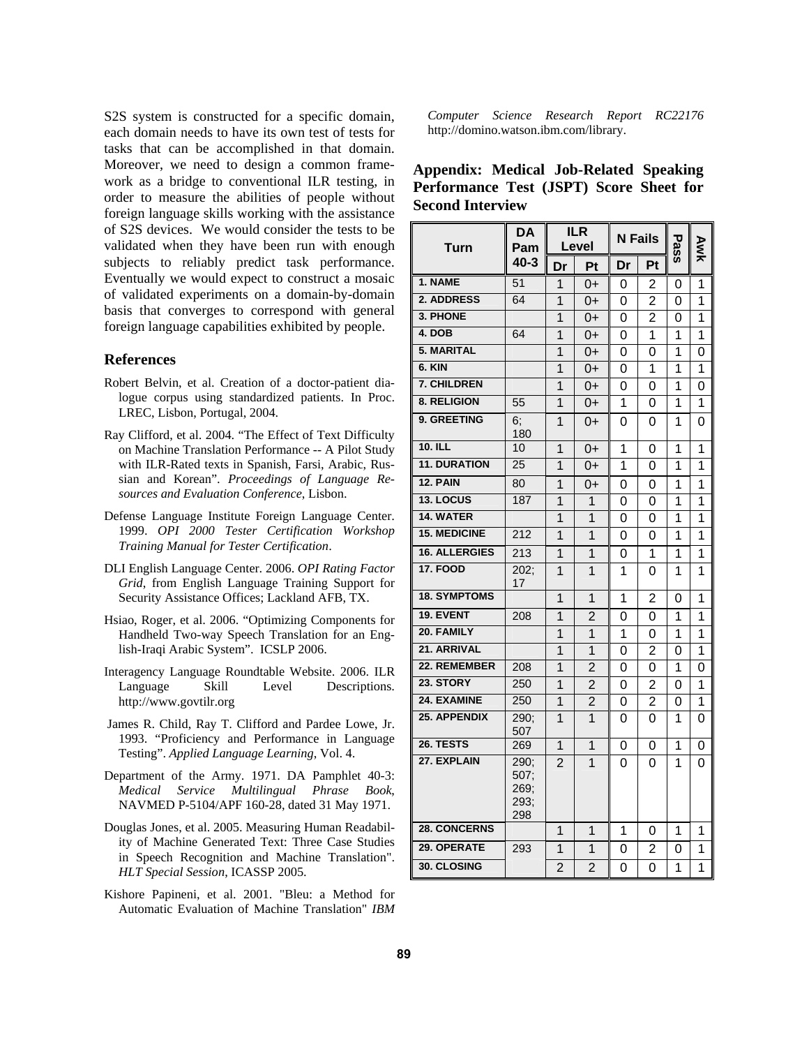S2S system is constructed for a specific domain, each domain needs to have its own test of tests for tasks that can be accomplished in that domain. Moreover, we need to design a common framework as a bridge to conventional ILR testing, in order to measure the abilities of people without foreign language skills working with the assistance of S2S devices. We would consider the tests to be validated when they have been run with enough subjects to reliably predict task performance. Eventually we would expect to construct a mosaic of validated experiments on a domain-by-domain basis that converges to correspond with general foreign language capabilities exhibited by people.

## References

Robert Belvin, et al. Creation of a doctor-patient dialogue corpus using standardized patients. In Proc. LREC, Lisbon, Portugal, 2004.

Ray Clifford, et al. 2004. "The Effect of Text Difficulty on Machine Translation Performance -- A Pilot Study with ILR-Rated texts in Spanish, Farsi, Arabic, Russian and Korean". *Proceedings of Language Resources and Evaluation Conference*, Lisbon.

Defense Language Institute Foreign Language Center. 1999. *OPI 2000 Tester Certification Workshop Training Manual for Tester Certification*.

DLI English Language Center. 2006. *OPI Rating Factor Grid*, from English Language Training Support for Security Assistance Offices; Lackland AFB, TX.

Hsiao, Roger, et al. 2006. "Optimizing Components for Handheld Two-way Speech Translation for an English-Iraqi Arabic System". ICSLP 2006.

Interagency Language Roundtable Website. 2006. ILR Language Skill Level Descriptions. http://www.govtilr.org

James R. Child, Ray T. Clifford and Pardee Lowe, Jr. 1993. "Proficiency and Performance in Language Testing". *Applied Language Learning*, Vol. 4.

Department of the Army. 1971. DA Pamphlet 40-3: *Medical Service Multilingual Phrase Book*, NAVMED P-5104/APF 160-28, dated 31 May 1971.

Douglas Jones, et al. 2005. Measuring Human Readability of Machine Generated Text: Three Case Studies in Speech Recognition and Machine Translation". *HLT Special Session*, ICASSP 2005.

Kishore Papineni, et al. 2001. "Bleu: a Method for Automatic Evaluation of Machine Translation" *IBM Computer Science Research Report RC22176* http://domino.watson.ibm.com/library.

## Appendix: Medical Job-Related Speaking Performance Test (JSPT) Score Sheet for Second Interview

| Turn | DA Pam 40-3 | ILR Level | | N Fails | | Pass | Awk |
|---|---|---|---|---|---|---|---|
| | | Dr | Pt | Dr | Pt | | |
| 1. NAME | 51 | 1 | 0+ | 0 | 2 | 0 | 1 |
| 2. ADDRESS | 64 | 1 | 0+ | 0 | 2 | 0 | 1 |
| 3. PHONE | | 1 | 0+ | 0 | 2 | 0 | 1 |
| 4. DOB | 64 | 1 | 0+ | 0 | 1 | 1 | 1 |
| 5. MARITAL | | 1 | 0+ | 0 | 0 | 1 | 0 |
| 6. KIN | | 1 | 0+ | 0 | 1 | 1 | 1 |
| 7. CHILDREN | | 1 | 0+ | 0 | 0 | 1 | 0 |
| 8. RELIGION | 55 | 1 | 0+ | 1 | 0 | 1 | 1 |
| 9. GREETING | 6; 180 | 1 | 0+ | 0 | 0 | 1 | 0 |
| 10. ILL | 10 | 1 | 0+ | 1 | 0 | 1 | 1 |
| 11. DURATION | 25 | 1 | 0+ | 1 | 0 | 1 | 1 |
| 12. PAIN | 80 | 1 | 0+ | 0 | 0 | 1 | 1 |
| 13. LOCUS | 187 | 1 | 1 | 0 | 0 | 1 | 1 |
| 14. WATER | | 1 | 1 | 0 | 0 | 1 | 1 |
| 15. MEDICINE | 212 | 1 | 1 | 0 | 0 | 1 | 1 |
| 16. ALLERGIES | 213 | 1 | 1 | 0 | 1 | 1 | 1 |
| 17. FOOD | 202; 17 | 1 | 1 | 1 | 0 | 1 | 1 |
| 18. SYMPTOMS | | 1 | 1 | 1 | 2 | 0 | 1 |
| 19. EVENT | 208 | 1 | 2 | 0 | 0 | 1 | 1 |
| 20. FAMILY | | 1 | 1 | 1 | 0 | 1 | 1 |
| 21. ARRIVAL | | 1 | 1 | 0 | 2 | 0 | 1 |
| 22. REMEMBER | 208 | 1 | 2 | 0 | 0 | 1 | 0 |
| 23. STORY | 250 | 1 | 2 | 0 | 2 | 0 | 1 |
| 24. EXAMINE | 250 | 1 | 2 | 0 | 2 | 0 | 1 |
| 25. APPENDIX | 290; 507 | 1 | 1 | 0 | 0 | 1 | 0 |
| 26. TESTS | 269 | 1 | 1 | 0 | 0 | 1 | 0 |
| 27. EXPLAIN | 290; 507; 269; 293; 298 | 2 | 1 | 0 | 0 | 1 | 0 |
| 28. CONCERNS | | 1 | 1 | 1 | 0 | 1 | 1 |
| 29. OPERATE | 293 | 1 | 1 | 0 | 2 | 0 | 1 |
| 30. CLOSING | | 2 | 2 | 0 | 0 | 1 | 1 |